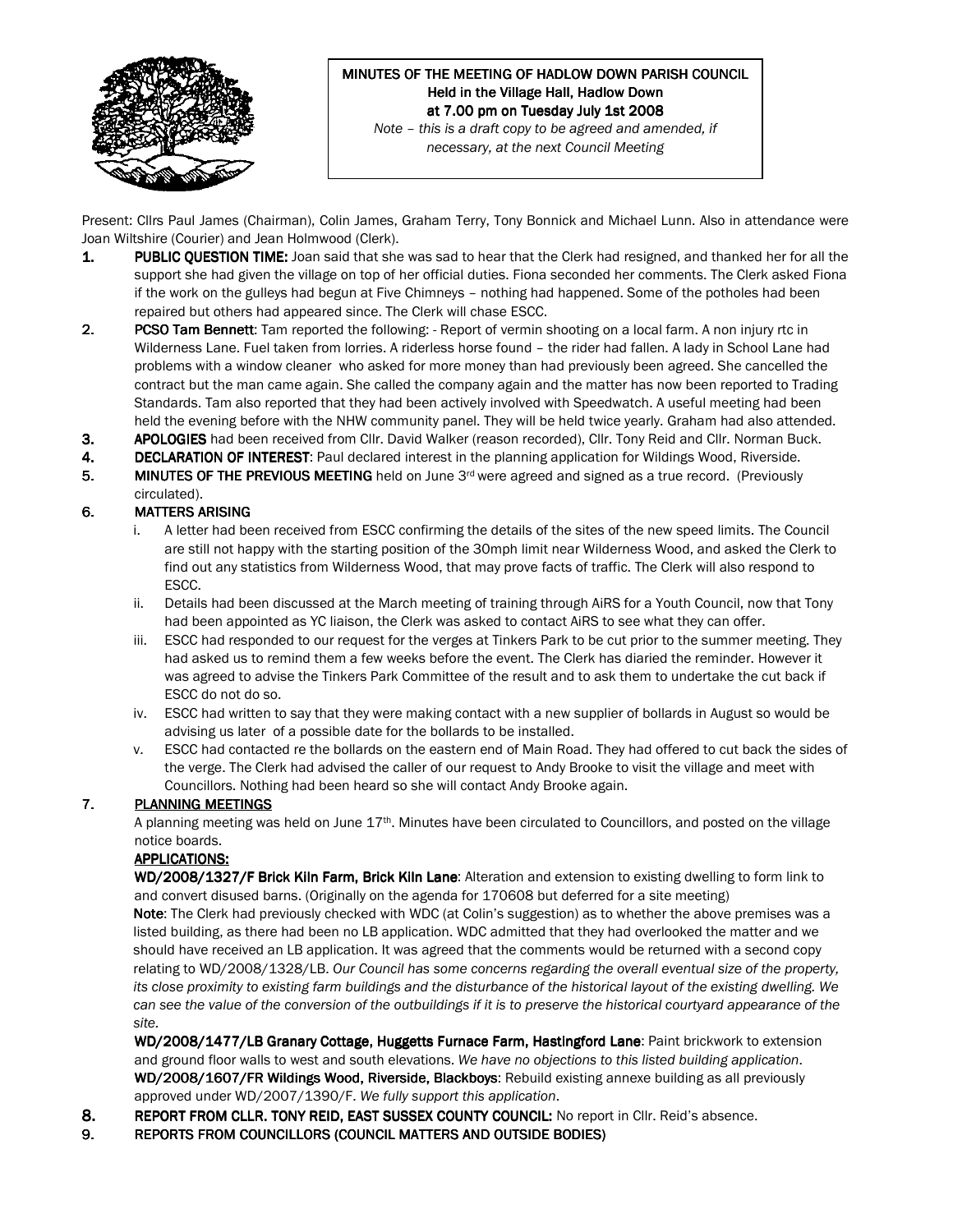# MINUTES OF THE MEETING OF HADLOW DOWN PARISH COUNCIL

**Held in the Village Hall, Hadlow Down**
**at 7.00 pm on Tuesday July 1st 2008**

*Note – this is a draft copy to be agreed and amended, if necessary, at the next Council Meeting*

Present: Cllrs Paul James (Chairman), Colin James, Graham Terry, Tony Bonnick and Michael Lunn. Also in attendance were Joan Wiltshire (Courier) and Jean Holmwood (Clerk).

1. **PUBLIC QUESTION TIME:** Joan said that she was sad to hear that the Clerk had resigned, and thanked her for all the support she had given the village on top of her official duties. Fiona seconded her comments. The Clerk asked Fiona if the work on the gulleys had begun at Five Chimneys – nothing had happened. Some of the potholes had been repaired but others had appeared since. The Clerk will chase ESCC.

2. **PCSO Tam Bennett**: Tam reported the following: - Report of vermin shooting on a local farm. A non injury rtc in Wilderness Lane. Fuel taken from lorries. A riderless horse found – the rider had fallen. A lady in School Lane had problems with a window cleaner who asked for more money than had previously been agreed. She cancelled the contract but the man came again. She called the company again and the matter has now been reported to Trading Standards. Tam also reported that they had been actively involved with Speedwatch. A useful meeting had been held the evening before with the NHW community panel. They will be held twice yearly. Graham had also attended.

3. **APOLOGIES** had been received from Cllr. David Walker (reason recorded), Cllr. Tony Reid and Cllr. Norman Buck.

4. **DECLARATION OF INTEREST**: Paul declared interest in the planning application for Wildings Wood, Riverside.

5. **MINUTES OF THE PREVIOUS MEETING** held on June 3rd were agreed and signed as a true record. (Previously circulated).

6. **MATTERS ARISING**
   i. A letter had been received from ESCC confirming the details of the sites of the new speed limits. The Council are still not happy with the starting position of the 30mph limit near Wilderness Wood, and asked the Clerk to find out any statistics from Wilderness Wood, that may prove facts of traffic. The Clerk will also respond to ESCC.
   ii. Details had been discussed at the March meeting of training through AiRS for a Youth Council, now that Tony had been appointed as YC liaison, the Clerk was asked to contact AiRS to see what they can offer.
   iii. ESCC had responded to our request for the verges at Tinkers Park to be cut prior to the summer meeting. They had asked us to remind them a few weeks before the event. The Clerk has diaried the reminder. However it was agreed to advise the Tinkers Park Committee of the result and to ask them to undertake the cut back if ESCC do not do so.
   iv. ESCC had written to say that they were making contact with a new supplier of bollards in August so would be advising us later of a possible date for the bollards to be installed.
   v. ESCC had contacted re the bollards on the eastern end of Main Road. They had offered to cut back the sides of the verge. The Clerk had advised the caller of our request to Andy Brooke to visit the village and meet with Councillors. Nothing had been heard so she will contact Andy Brooke again.

7. **PLANNING MEETINGS**

   A planning meeting was held on June 17th. Minutes have been circulated to Councillors, and posted on the village notice boards.

   **APPLICATIONS:**

   **WD/2008/1327/F Brick Kiln Farm, Brick Kiln Lane**: Alteration and extension to existing dwelling to form link to and convert disused barns. (Originally on the agenda for 170608 but deferred for a site meeting)

   **Note**: The Clerk had previously checked with WDC (at Colin's suggestion) as to whether the above premises was a listed building, as there had been no LB application. WDC admitted that they had overlooked the matter and we should have received an LB application. It was agreed that the comments would be returned with a second copy relating to WD/2008/1328/LB. *Our Council has some concerns regarding the overall eventual size of the property, its close proximity to existing farm buildings and the disturbance of the historical layout of the existing dwelling. We can see the value of the conversion of the outbuildings if it is to preserve the historical courtyard appearance of the site.*

   **WD/2008/1477/LB Granary Cottage, Huggetts Furnace Farm, Hastingford Lane**: Paint brickwork to extension and ground floor walls to west and south elevations. *We have no objections to this listed building application*.

   **WD/2008/1607/FR Wildings Wood, Riverside, Blackboys**: Rebuild existing annexe building as all previously approved under WD/2007/1390/F. *We fully support this application*.

8. **REPORT FROM CLLR. TONY REID, EAST SUSSEX COUNTY COUNCIL:** No report in Cllr. Reid's absence.

9. **REPORTS FROM COUNCILLORS (COUNCIL MATTERS AND OUTSIDE BODIES)**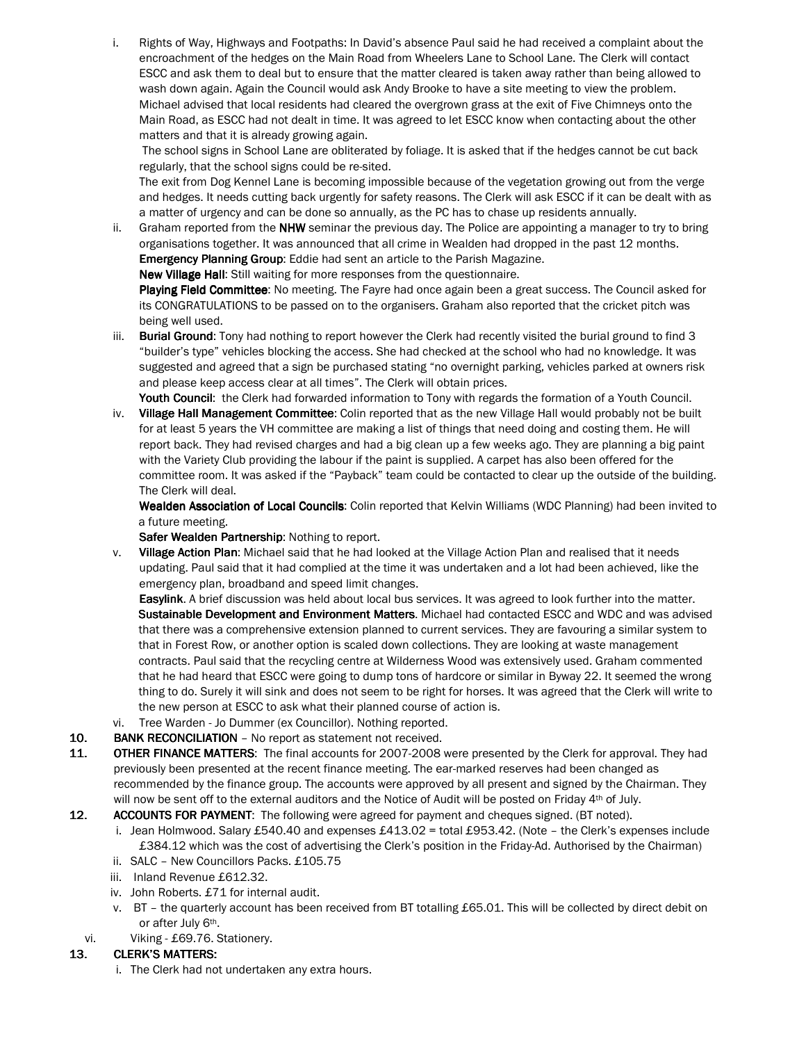i. Rights of Way, Highways and Footpaths: In David's absence Paul said he had received a complaint about the encroachment of the hedges on the Main Road from Wheelers Lane to School Lane. The Clerk will contact ESCC and ask them to deal but to ensure that the matter cleared is taken away rather than being allowed to wash down again. Again the Council would ask Andy Brooke to have a site meeting to view the problem. Michael advised that local residents had cleared the overgrown grass at the exit of Five Chimneys onto the Main Road, as ESCC had not dealt in time. It was agreed to let ESCC know when contacting about the other matters and that it is already growing again.

   The school signs in School Lane are obliterated by foliage. It is asked that if the hedges cannot be cut back regularly, that the school signs could be re-sited.

   The exit from Dog Kennel Lane is becoming impossible because of the vegetation growing out from the verge and hedges. It needs cutting back urgently for safety reasons. The Clerk will ask ESCC if it can be dealt with as a matter of urgency and can be done so annually, as the PC has to chase up residents annually.

ii. Graham reported from the **NHW** seminar the previous day. The Police are appointing a manager to try to bring organisations together. It was announced that all crime in Wealden had dropped in the past 12 months.

   **Emergency Planning Group**: Eddie had sent an article to the Parish Magazine.

   **New Village Hall**: Still waiting for more responses from the questionnaire.

   **Playing Field Committee**: No meeting. The Fayre had once again been a great success. The Council asked for its CONGRATULATIONS to be passed on to the organisers. Graham also reported that the cricket pitch was being well used.

iii. **Burial Ground**: Tony had nothing to report however the Clerk had recently visited the burial ground to find 3 "builder's type" vehicles blocking the access. She had checked at the school who had no knowledge. It was suggested and agreed that a sign be purchased stating "no overnight parking, vehicles parked at owners risk and please keep access clear at all times". The Clerk will obtain prices.

   **Youth Council**: the Clerk had forwarded information to Tony with regards the formation of a Youth Council.

iv. **Village Hall Management Committee**: Colin reported that as the new Village Hall would probably not be built for at least 5 years the VH committee are making a list of things that need doing and costing them. He will report back. They had revised charges and had a big clean up a few weeks ago. They are planning a big paint with the Variety Club providing the labour if the paint is supplied. A carpet has also been offered for the committee room. It was asked if the "Payback" team could be contacted to clear up the outside of the building. The Clerk will deal.

   **Wealden Association of Local Councils**: Colin reported that Kelvin Williams (WDC Planning) had been invited to a future meeting.

   **Safer Wealden Partnership**: Nothing to report.

v. **Village Action Plan**: Michael said that he had looked at the Village Action Plan and realised that it needs updating. Paul said that it had complied at the time it was undertaken and a lot had been achieved, like the emergency plan, broadband and speed limit changes.

   **Easylink**. A brief discussion was held about local bus services. It was agreed to look further into the matter.

   **Sustainable Development and Environment Matters**. Michael had contacted ESCC and WDC and was advised that there was a comprehensive extension planned to current services. They are favouring a similar system to that in Forest Row, or another option is scaled down collections. They are looking at waste management contracts. Paul said that the recycling centre at Wilderness Wood was extensively used. Graham commented that he had heard that ESCC were going to dump tons of hardcore or similar in Byway 22. It seemed the wrong thing to do. Surely it will sink and does not seem to be right for horses. It was agreed that the Clerk will write to the new person at ESCC to ask what their planned course of action is.

vi. Tree Warden - Jo Dummer (ex Councillor). Nothing reported.

**10. BANK RECONCILIATION** – No report as statement not received.

**11. OTHER FINANCE MATTERS**: The final accounts for 2007-2008 were presented by the Clerk for approval. They had previously been presented at the recent finance meeting. The ear-marked reserves had been changed as recommended by the finance group. The accounts were approved by all present and signed by the Chairman. They will now be sent off to the external auditors and the Notice of Audit will be posted on Friday 4th of July.

**12. ACCOUNTS FOR PAYMENT**: The following were agreed for payment and cheques signed. (BT noted).

i. Jean Holmwood. Salary £540.40 and expenses £413.02 = total £953.42. (Note – the Clerk's expenses include £384.12 which was the cost of advertising the Clerk's position in the Friday-Ad. Authorised by the Chairman)
ii. SALC – New Councillors Packs. £105.75
iii. Inland Revenue £612.32.
iv. John Roberts. £71 for internal audit.
v. BT – the quarterly account has been received from BT totalling £65.01. This will be collected by direct debit on or after July 6th.
vi. Viking - £69.76. Stationery.

**13. CLERK'S MATTERS:**

i. The Clerk had not undertaken any extra hours.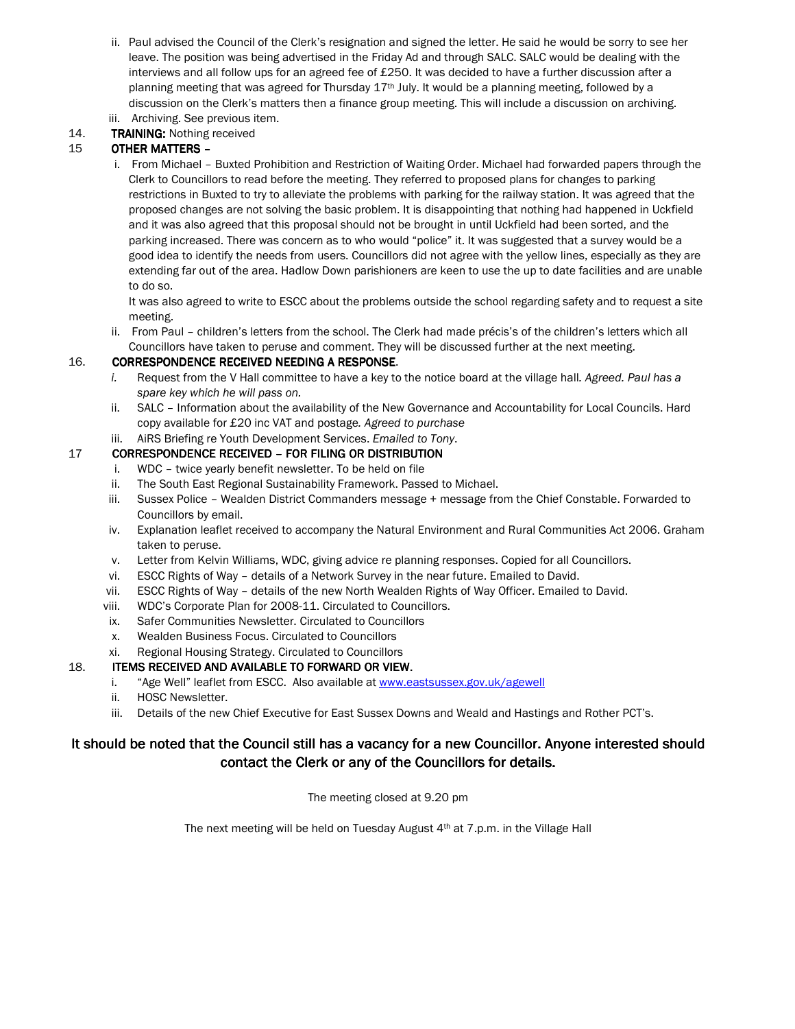ii. Paul advised the Council of the Clerk's resignation and signed the letter. He said he would be sorry to see her leave. The position was being advertised in the Friday Ad and through SALC. SALC would be dealing with the interviews and all follow ups for an agreed fee of £250. It was decided to have a further discussion after a planning meeting that was agreed for Thursday 17th July. It would be a planning meeting, followed by a discussion on the Clerk's matters then a finance group meeting. This will include a discussion on archiving.

iii. Archiving. See previous item.

14. **TRAINING:** Nothing received

15 **OTHER MATTERS –**

i. From Michael – Buxted Prohibition and Restriction of Waiting Order. Michael had forwarded papers through the Clerk to Councillors to read before the meeting. They referred to proposed plans for changes to parking restrictions in Buxted to try to alleviate the problems with parking for the railway station. It was agreed that the proposed changes are not solving the basic problem. It is disappointing that nothing had happened in Uckfield and it was also agreed that this proposal should not be brought in until Uckfield had been sorted, and the parking increased. There was concern as to who would "police" it. It was suggested that a survey would be a good idea to identify the needs from users. Councillors did not agree with the yellow lines, especially as they are extending far out of the area. Hadlow Down parishioners are keen to use the up to date facilities and are unable to do so.

It was also agreed to write to ESCC about the problems outside the school regarding safety and to request a site meeting.

ii. From Paul – children's letters from the school. The Clerk had made précis's of the children's letters which all Councillors have taken to peruse and comment. They will be discussed further at the next meeting.

16. **CORRESPONDENCE RECEIVED NEEDING A RESPONSE**.

*i.* Request from the V Hall committee to have a key to the notice board at the village hall*. Agreed. Paul has a spare key which he will pass on.*

ii. SALC – Information about the availability of the New Governance and Accountability for Local Councils. Hard copy available for £20 inc VAT and postage*. Agreed to purchase*

iii. AiRS Briefing re Youth Development Services. *Emailed to Tony*.

17 **CORRESPONDENCE RECEIVED – FOR FILING OR DISTRIBUTION**

i. WDC – twice yearly benefit newsletter. To be held on file

ii. The South East Regional Sustainability Framework. Passed to Michael.

iii. Sussex Police – Wealden District Commanders message + message from the Chief Constable. Forwarded to Councillors by email.

iv. Explanation leaflet received to accompany the Natural Environment and Rural Communities Act 2006. Graham taken to peruse.

v. Letter from Kelvin Williams, WDC, giving advice re planning responses. Copied for all Councillors.

vi. ESCC Rights of Way – details of a Network Survey in the near future. Emailed to David.

vii. ESCC Rights of Way – details of the new North Wealden Rights of Way Officer. Emailed to David.

viii. WDC's Corporate Plan for 2008-11. Circulated to Councillors.

ix. Safer Communities Newsletter. Circulated to Councillors

x. Wealden Business Focus. Circulated to Councillors

xi. Regional Housing Strategy. Circulated to Councillors

18. **ITEMS RECEIVED AND AVAILABLE TO FORWARD OR VIEW**.

i. "Age Well" leaflet from ESCC. Also available at www.eastsussex.gov.uk/agewell

ii. HOSC Newsletter.

iii. Details of the new Chief Executive for East Sussex Downs and Weald and Hastings and Rother PCT's.

### It should be noted that the Council still has a vacancy for a new Councillor. Anyone interested should contact the Clerk or any of the Councillors for details.

The meeting closed at 9.20 pm

The next meeting will be held on Tuesday August 4th at 7.p.m. in the Village Hall